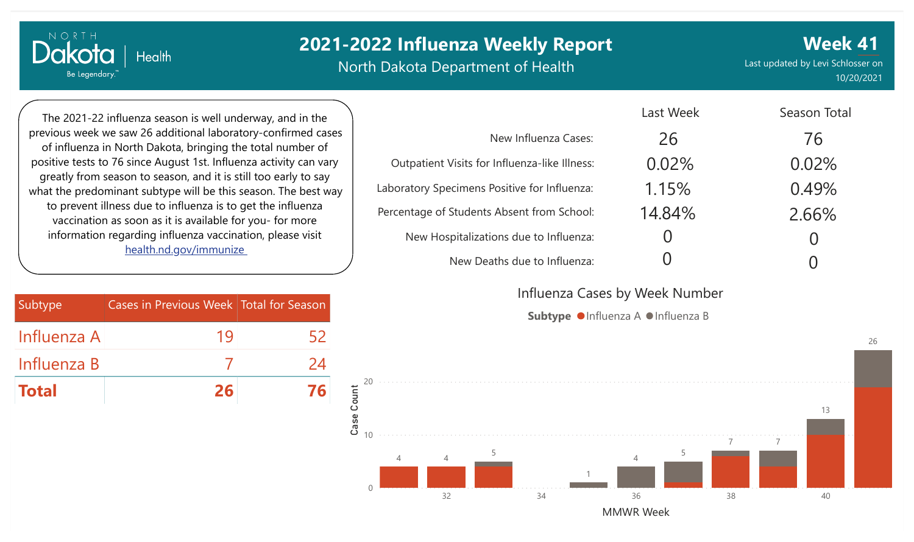# 2021-2022 Influenza Weekly Report

North Dakota Department of Health

**Week 41**

Last updated by Levi Schlosser on 10/20/2021

The 2021-22 influenza season is well underway, and in the previous week we saw 26 additional laboratory-confirmed cases of influenza in North Dakota, bringing the total number of positive tests to 76 since August 1st. Influenza activity can vary greatly from season to season, and it is still too early to say what the predominant subtype will be this season. The best way to prevent illness due to influenza is to get the influenza vaccination as soon as it is available for you- for more information regarding influenza vaccination, please visit [health.nd.gov/immunize](health.nd.gov/immunize)

| | Last Week | Season Total |
|---|---|---|
| New Influenza Cases: | 26 | 76 |
| Outpatient Visits for Influenza-like Illness: | 0.02% | 0.02% |
| Laboratory Specimens Positive for Influenza: | 1.15% | 0.49% |
| Percentage of Students Absent from School: | 14.84% | 2.66% |
| New Hospitalizations due to Influenza: | 0 | 0 |
| New Deaths due to Influenza: | 0 | 0 |

| Subtype | Cases in Previous Week | Total for Season |
|---|---|---|
| Influenza A | 19 | 52 |
| Influenza B | 7 | 24 |
| **Total** | **26** | **76** |

## Influenza Cases by Week Number

Subtype: Influenza A, Influenza B

| MMWR Week | 31 | 32 | 33 | 34 | 35 | 36 | 37 | 38 | 39 | 40 | 41 |
|---|---|---|---|---|---|---|---|---|---|---|---|
| Case Count | 4 | 4 | 5 | | 1 | 4 | 5 | 7 | 7 | 13 | 26 |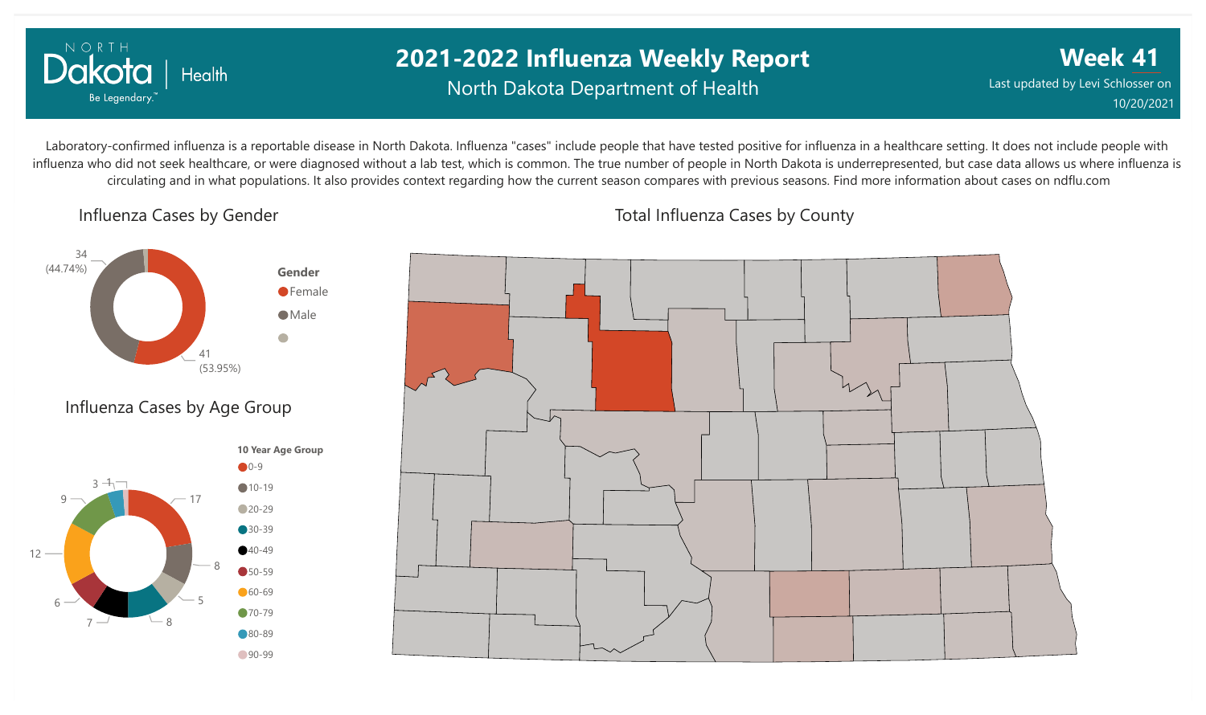# 2021-2022 Influenza Weekly Report

North Dakota Department of Health

**Week 41**

Last updated by Levi Schlosser on 10/20/2021

Laboratory-confirmed influenza is a reportable disease in North Dakota. Influenza "cases" include people that have tested positive for influenza in a healthcare setting. It does not include people with influenza who did not seek healthcare, or were diagnosed without a lab test, which is common. The true number of people in North Dakota is underrepresented, but case data allows us where influenza is circulating and in what populations. It also provides context regarding how the current season compares with previous seasons. Find more information about cases on ndflu.com

## Influenza Cases by Gender

| Gender | Cases | Percent |
|---|---|---|
| Female | 41 | 53.95% |
| Male | 34 | 44.74% |

## Influenza Cases by Age Group

| 10 Year Age Group | Cases |
|---|---|
| 0-9 | 17 |
| 10-19 | 8 |
| 20-29 | 5 |
| 30-39 | 8 |
| 40-49 | 7 |
| 50-59 | 6 |
| 60-69 | 12 |
| 70-79 | 9 |
| 80-89 | 3 |
| 90-99 | 1 |

## Total Influenza Cases by County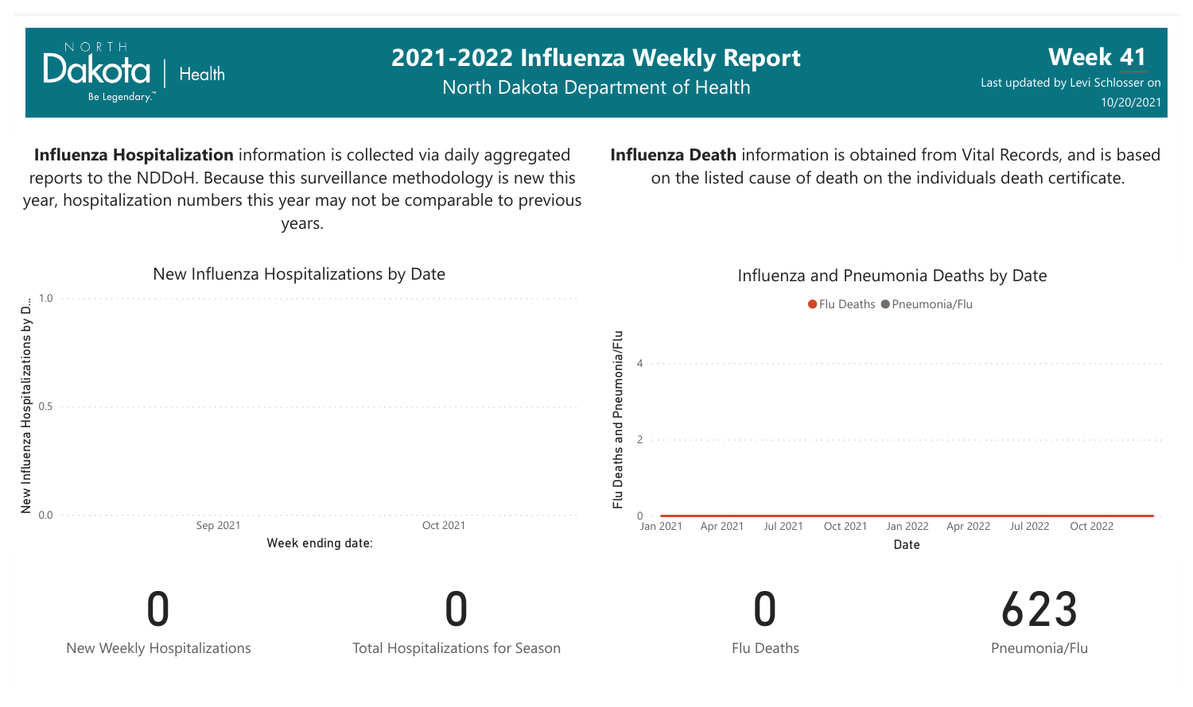# 2021-2022 Influenza Weekly Report

North Dakota Department of Health

## Week 41

Last updated by Levi Schlosser on 10/20/2021

**Influenza Hospitalization** information is collected via daily aggregated reports to the NDDoH. Because this surveillance methodology is new this year, hospitalization numbers this year may not be comparable to previous years.

**Influenza Death** information is obtained from Vital Records, and is based on the listed cause of death on the individuals death certificate.

### New Influenza Hospitalizations by Date

New Influenza Hospitalizations by D...

1.0
0.5
0.0

Sep 2021 Oct 2021

Week ending date:

### Influenza and Pneumonia Deaths by Date

Flu Deaths Pneumonia/Flu

Flu Deaths and Pneumonia/Flu

4
2
0

Jan 2021 Apr 2021 Jul 2021 Oct 2021 Jan 2022 Apr 2022 Jul 2022 Oct 2022

Date

| 0 | 0 | 0 | 623 |
|---|---|---|---|
| New Weekly Hospitalizations | Total Hospitalizations for Season | Flu Deaths | Pneumonia/Flu |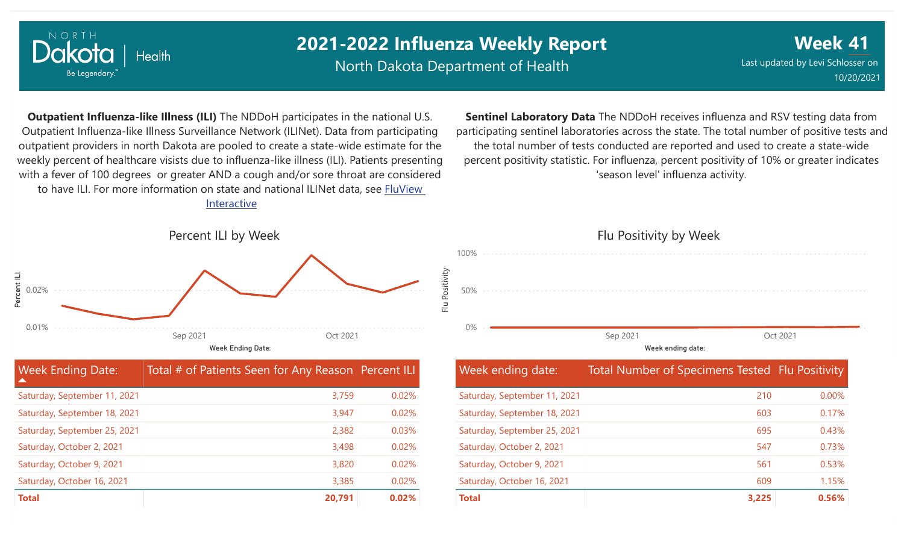# 2021-2022 Influenza Weekly Report

North Dakota Department of Health

**Week 41**

Last updated by Levi Schlosser on 10/20/2021

**Outpatient Influenza-like Illness (ILI)** The NDDoH participates in the national U.S. Outpatient Influenza-like Illness Surveillance Network (ILINet). Data from participating outpatient providers in north Dakota are pooled to create a state-wide estimate for the weekly percent of healthcare visists due to influenza-like illness (ILI). Patients presenting with a fever of 100 degrees or greater AND a cough and/or sore throat are considered to have ILI. For more information on state and national ILINet data, see [FluView Interactive]

**Percent ILI by Week**

Percent ILI: 0.02%, 0.01%

Week Ending Date: Sep 2021, Oct 2021

| Week Ending Date: | Total # of Patients Seen for Any Reason | Percent ILI |
|---|---|---|
| Saturday, September 11, 2021 | 3,759 | 0.02% |
| Saturday, September 18, 2021 | 3,947 | 0.02% |
| Saturday, September 25, 2021 | 2,382 | 0.03% |
| Saturday, October 2, 2021 | 3,498 | 0.02% |
| Saturday, October 9, 2021 | 3,820 | 0.02% |
| Saturday, October 16, 2021 | 3,385 | 0.02% |
| **Total** | **20,791** | **0.02%** |

**Sentinel Laboratory Data** The NDDoH receives influenza and RSV testing data from participating sentinel laboratories across the state. The total number of positive tests and the total number of tests conducted are reported and used to create a state-wide percent positivity statistic. For influenza, percent positivity of 10% or greater indicates 'season level' influenza activity.

**Flu Positivity by Week**

Flu Positivity: 100%, 50%, 0%

Week ending date: Sep 2021, Oct 2021

| Week ending date: | Total Number of Specimens Tested | Flu Positivity |
|---|---|---|
| Saturday, September 11, 2021 | 210 | 0.00% |
| Saturday, September 18, 2021 | 603 | 0.17% |
| Saturday, September 25, 2021 | 695 | 0.43% |
| Saturday, October 2, 2021 | 547 | 0.73% |
| Saturday, October 9, 2021 | 561 | 0.53% |
| Saturday, October 16, 2021 | 609 | 1.15% |
| **Total** | **3,225** | **0.56%** |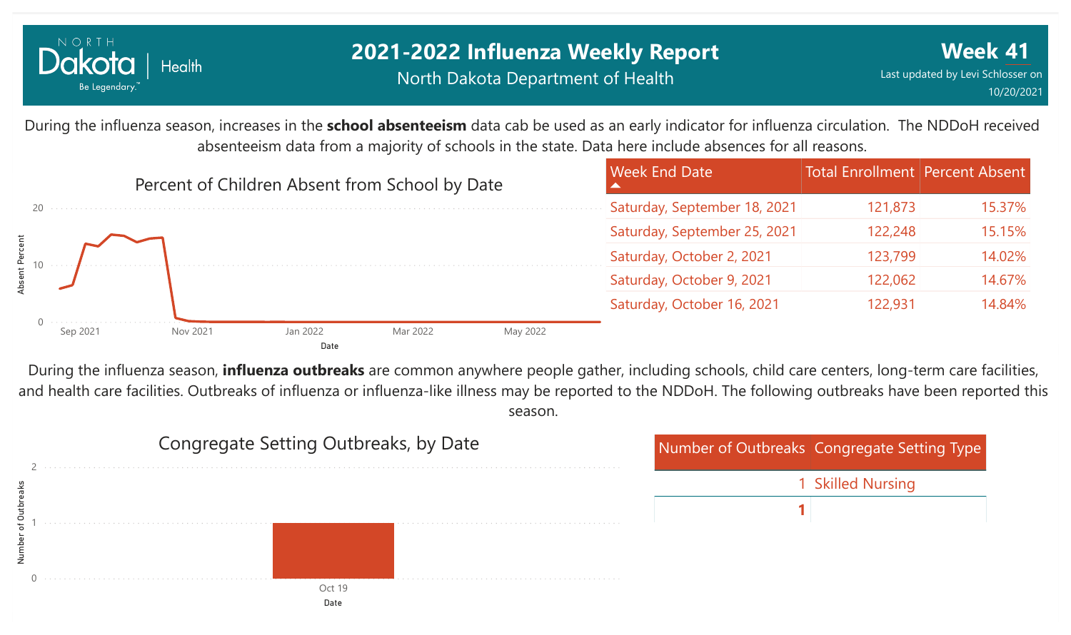# 2021-2022 Influenza Weekly Report

North Dakota Department of Health

**Week 41**

Last updated by Levi Schlosser on 10/20/2021

During the influenza season, increases in the **school absenteeism** data cab be used as an early indicator for influenza circulation. The NDDoH received absenteeism data from a majority of schools in the state. Data here include absences for all reasons.

Percent of Children Absent from School by Date

| Week End Date | Total Enrollment | Percent Absent |
|---|---|---|
| Saturday, September 18, 2021 | 121,873 | 15.37% |
| Saturday, September 25, 2021 | 122,248 | 15.15% |
| Saturday, October 2, 2021 | 123,799 | 14.02% |
| Saturday, October 9, 2021 | 122,062 | 14.67% |
| Saturday, October 16, 2021 | 122,931 | 14.84% |

During the influenza season, **influenza outbreaks** are common anywhere people gather, including schools, child care centers, long-term care facilities, and health care facilities. Outbreaks of influenza or influenza-like illness may be reported to the NDDoH. The following outbreaks have been reported this season.

Congregate Setting Outbreaks, by Date

| Number of Outbreaks | Congregate Setting Type |
|---|---|
| 1 | Skilled Nursing |
| **1** | |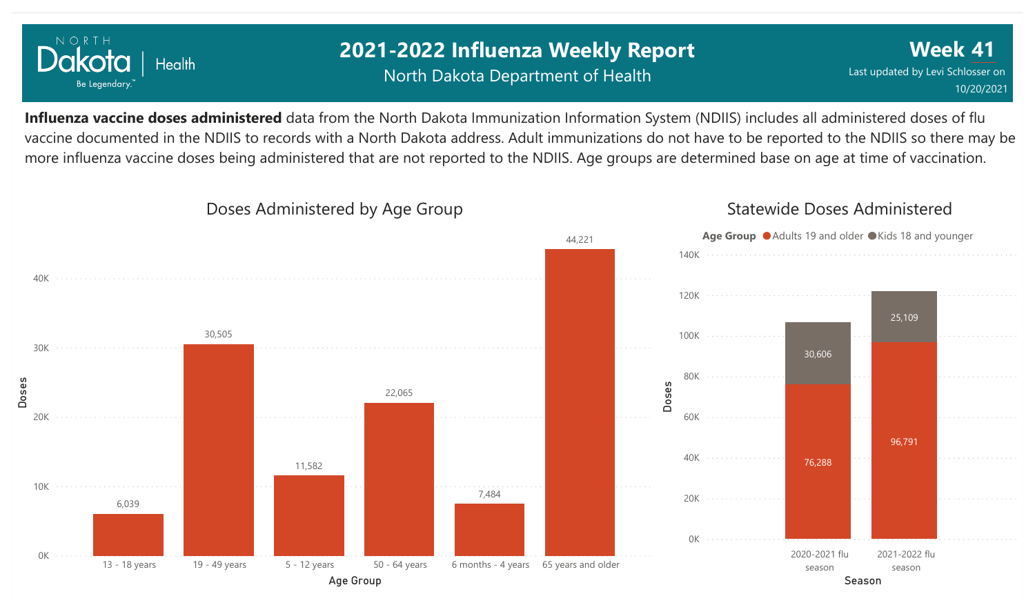# 2021-2022 Influenza Weekly Report

North Dakota Department of Health

**Week 41**

Last updated by Levi Schlosser on 10/20/2021

**Influenza vaccine doses administered** data from the North Dakota Immunization Information System (NDIIS) includes all administered doses of flu vaccine documented in the NDIIS to records with a North Dakota address. Adult immunizations do not have to be reported to the NDIIS so there may be more influenza vaccine doses being administered that are not reported to the NDIIS. Age groups are determined base on age at time of vaccination.

## Doses Administered by Age Group

| Age Group | Doses |
|---|---|
| 13 - 18 years | 6,039 |
| 19 - 49 years | 30,505 |
| 5 - 12 years | 11,582 |
| 50 - 64 years | 22,065 |
| 6 months - 4 years | 7,484 |
| 65 years and older | 44,221 |

## Statewide Doses Administered

| Season | Adults 19 and older | Kids 18 and younger |
|---|---|---|
| 2020-2021 flu season | 76,288 | 30,606 |
| 2021-2022 flu season | 96,791 | 25,109 |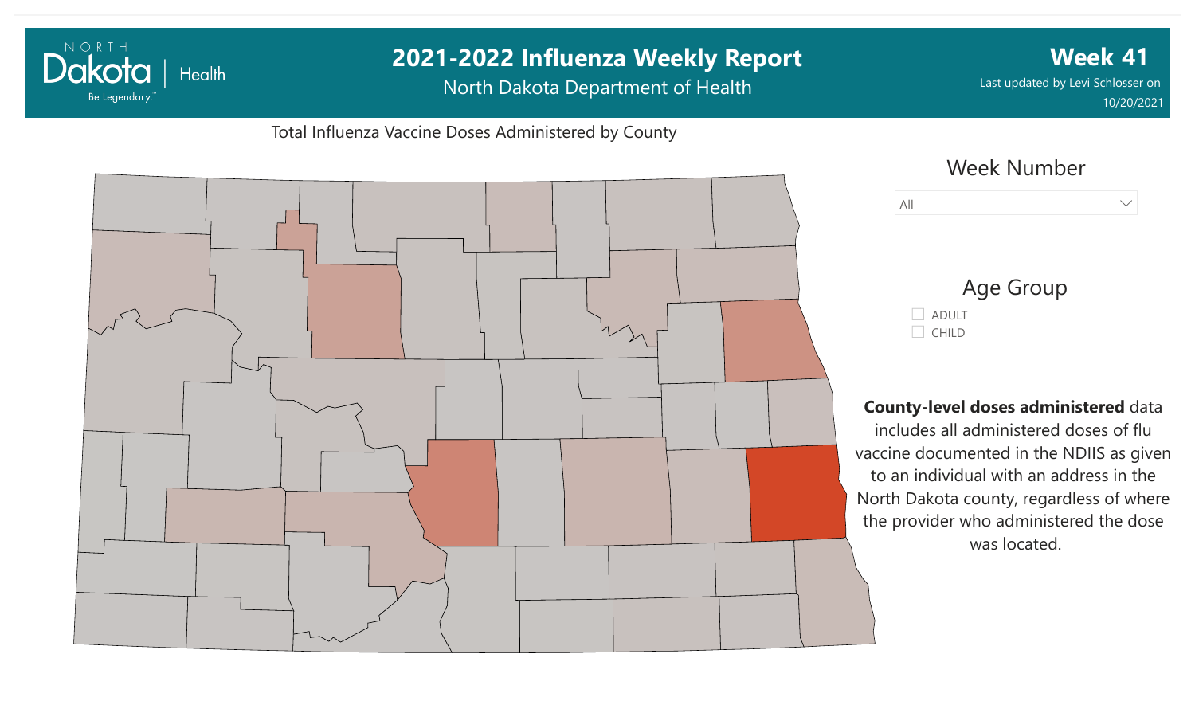# 2021-2022 Influenza Weekly Report

North Dakota Department of Health

**Week 41**

Last updated by Levi Schlosser on 10/20/2021

Total Influenza Vaccine Doses Administered by County

Week Number

All

Age Group

- ADULT
- CHILD

**County-level doses administered** data includes all administered doses of flu vaccine documented in the NDIIS as given to an individual with an address in the North Dakota county, regardless of where the provider who administered the dose was located.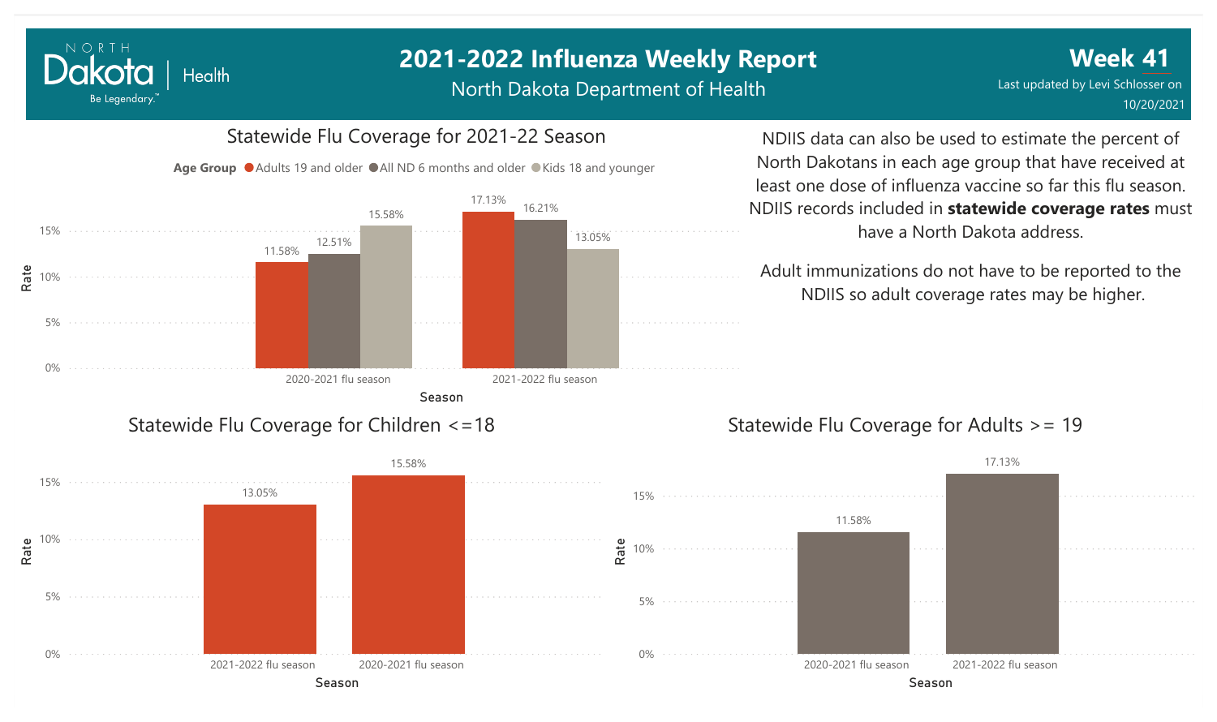# 2021-2022 Influenza Weekly Report

North Dakota Department of Health

**Week 41**

Last updated by Levi Schlosser on 10/20/2021

## Statewide Flu Coverage for 2021-22 Season

Age Group: Adults 19 and older, All ND 6 months and older, Kids 18 and younger

| Season | Adults 19 and older | All ND 6 months and older | Kids 18 and younger |
|---|---|---|---|
| 2020-2021 flu season | 11.58% | 12.51% | 15.58% |
| 2021-2022 flu season | 17.13% | 16.21% | 13.05% |

NDIIS data can also be used to estimate the percent of North Dakotans in each age group that have received at least one dose of influenza vaccine so far this flu season. NDIIS records included in **statewide coverage rates** must have a North Dakota address.

Adult immunizations do not have to be reported to the NDIIS so adult coverage rates may be higher.

## Statewide Flu Coverage for Children <=18

| Season | Rate |
|---|---|
| 2021-2022 flu season | 13.05% |
| 2020-2021 flu season | 15.58% |

## Statewide Flu Coverage for Adults >= 19

| Season | Rate |
|---|---|
| 2020-2021 flu season | 11.58% |
| 2021-2022 flu season | 17.13% |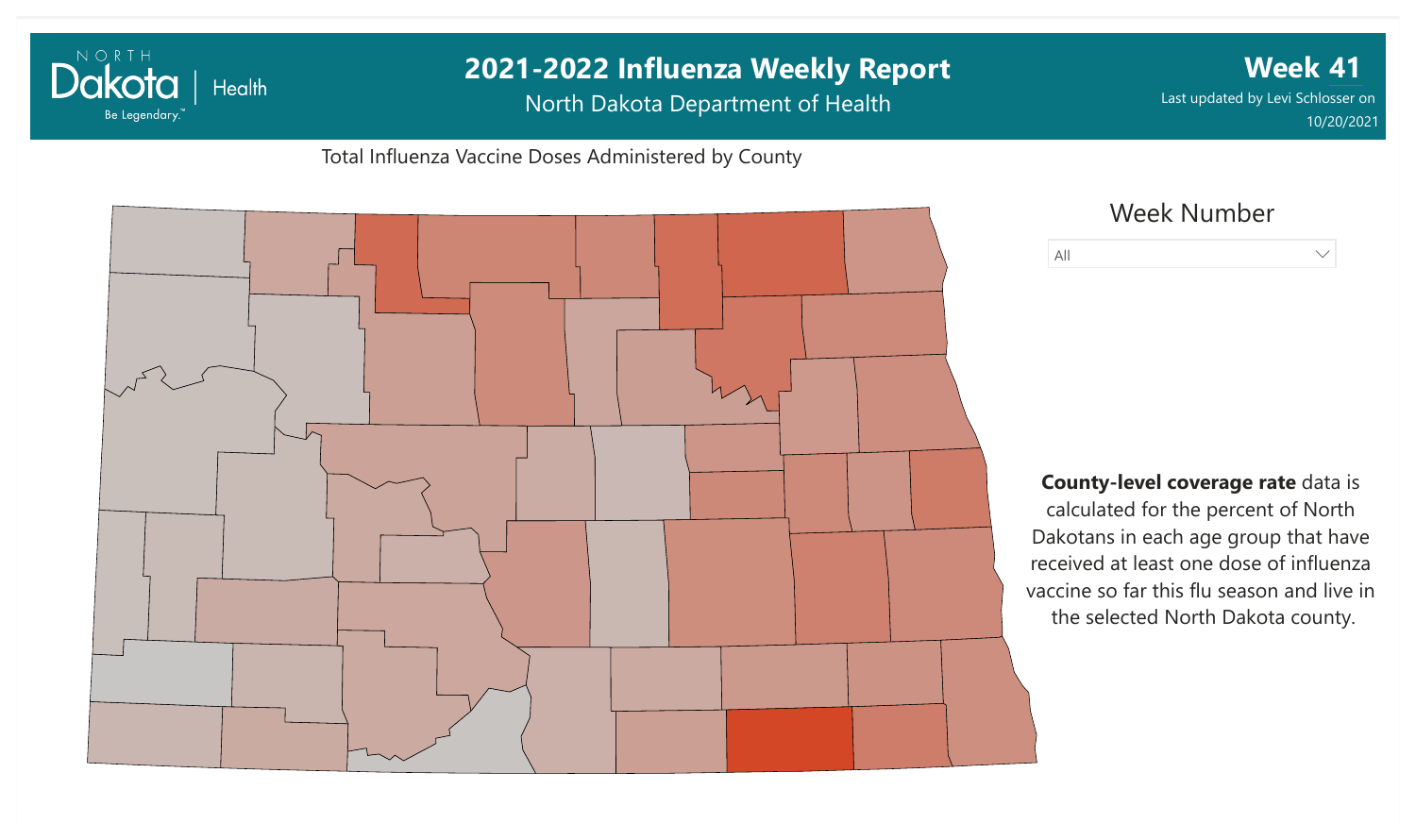# 2021-2022 Influenza Weekly Report

North Dakota Department of Health

**Week 41**

Last updated by Levi Schlosser on 10/20/2021

Total Influenza Vaccine Doses Administered by County

Week Number

All

**County-level coverage rate** data is calculated for the percent of North Dakotans in each age group that have received at least one dose of influenza vaccine so far this flu season and live in the selected North Dakota county.